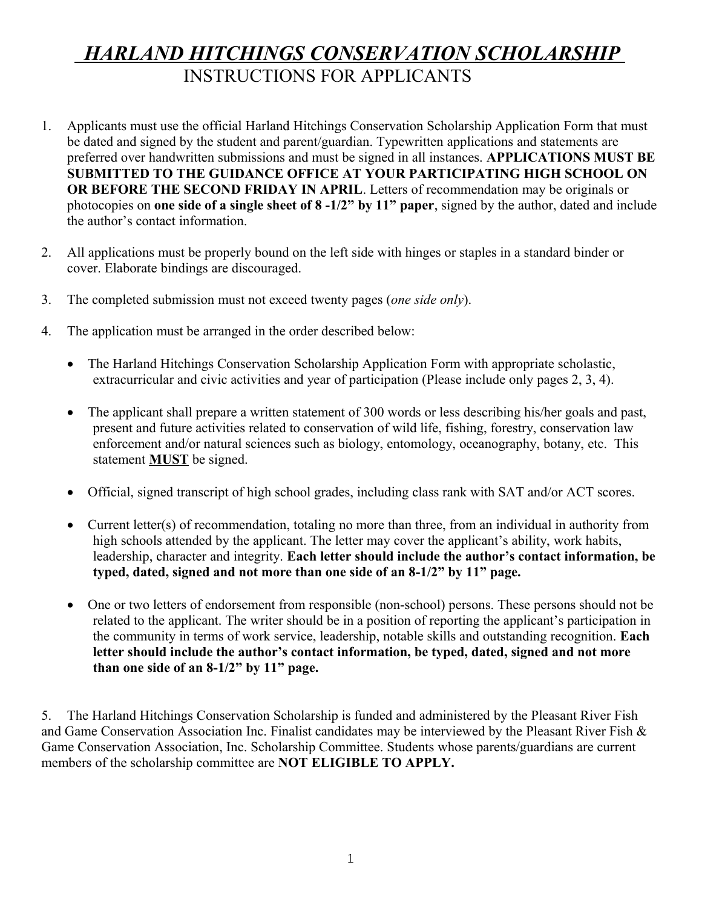# ***HARLAND HITCHINGS CONSERVATION SCHOLARSHIP***

## INSTRUCTIONS FOR APPLICANTS

1. Applicants must use the official Harland Hitchings Conservation Scholarship Application Form that must be dated and signed by the student and parent/guardian. Typewritten applications and statements are preferred over handwritten submissions and must be signed in all instances. **APPLICATIONS MUST BE SUBMITTED TO THE GUIDANCE OFFICE AT YOUR PARTICIPATING HIGH SCHOOL ON OR BEFORE THE SECOND FRIDAY IN APRIL**. Letters of recommendation may be originals or photocopies on **one side of a single sheet of 8 -1/2" by 11" paper**, signed by the author, dated and include the author's contact information.

2. All applications must be properly bound on the left side with hinges or staples in a standard binder or cover. Elaborate bindings are discouraged.

3. The completed submission must not exceed twenty pages (*one side only*).

4. The application must be arranged in the order described below:

   - The Harland Hitchings Conservation Scholarship Application Form with appropriate scholastic, extracurricular and civic activities and year of participation (Please include only pages 2, 3, 4).
   - The applicant shall prepare a written statement of 300 words or less describing his/her goals and past, present and future activities related to conservation of wild life, fishing, forestry, conservation law enforcement and/or natural sciences such as biology, entomology, oceanography, botany, etc. This statement **MUST** be signed.
   - Official, signed transcript of high school grades, including class rank with SAT and/or ACT scores.
   - Current letter(s) of recommendation, totaling no more than three, from an individual in authority from high schools attended by the applicant. The letter may cover the applicant's ability, work habits, leadership, character and integrity. **Each letter should include the author's contact information, be typed, dated, signed and not more than one side of an 8-1/2" by 11" page.**
   - One or two letters of endorsement from responsible (non-school) persons. These persons should not be related to the applicant. The writer should be in a position of reporting the applicant's participation in the community in terms of work service, leadership, notable skills and outstanding recognition. **Each letter should include the author's contact information, be typed, dated, signed and not more than one side of an 8-1/2" by 11" page.**

5. The Harland Hitchings Conservation Scholarship is funded and administered by the Pleasant River Fish and Game Conservation Association Inc. Finalist candidates may be interviewed by the Pleasant River Fish & Game Conservation Association, Inc. Scholarship Committee. Students whose parents/guardians are current members of the scholarship committee are **NOT ELIGIBLE TO APPLY.**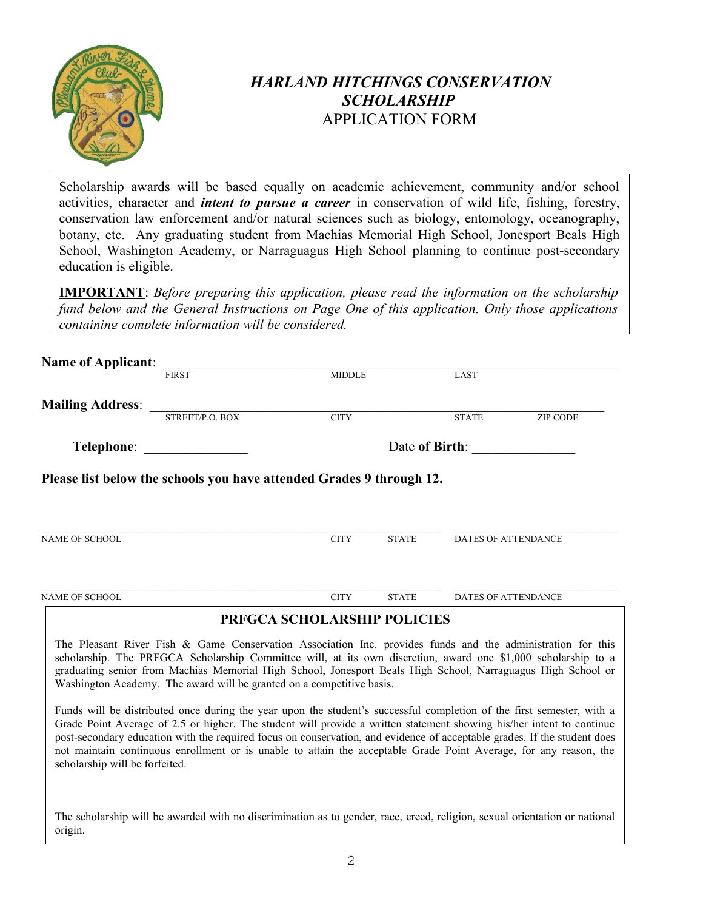# *HARLAND HITCHINGS CONSERVATION SCHOLARSHIP*

## APPLICATION FORM

Scholarship awards will be based equally on academic achievement, community and/or school activities, character and ***intent to pursue a career*** in conservation of wild life, fishing, forestry, conservation law enforcement and/or natural sciences such as biology, entomology, oceanography, botany, etc. Any graduating student from Machias Memorial High School, Jonesport Beals High School, Washington Academy, or Narraguagus High School planning to continue post-secondary education is eligible.

**IMPORTANT**: *Before preparing this application, please read the information on the scholarship fund below and the General Instructions on Page One of this application. Only those applications containing complete information will be considered.*

**Name of Applicant**: ______________________________________________________________
FIRST MIDDLE LAST

**Mailing Address**: ______________________________________________________________
STREET/P.O. BOX CITY STATE ZIP CODE

**Telephone**: _______________ Date **of Birth**: _______________

**Please list below the schools you have attended Grades 9 through 12.**

______________________________________________________________ ____________________
NAME OF SCHOOL CITY STATE DATES OF ATTENDANCE

______________________________________________________________ ____________________
NAME OF SCHOOL CITY STATE DATES OF ATTENDANCE

## PRFGCA SCHOLARSHIP POLICIES

The Pleasant River Fish & Game Conservation Association Inc. provides funds and the administration for this scholarship. The PRFGCA Scholarship Committee will, at its own discretion, award one $1,000 scholarship to a graduating senior from Machias Memorial High School, Jonesport Beals High School, Narraguagus High School or Washington Academy. The award will be granted on a competitive basis.

Funds will be distributed once during the year upon the student's successful completion of the first semester, with a Grade Point Average of 2.5 or higher. The student will provide a written statement showing his/her intent to continue post-secondary education with the required focus on conservation, and evidence of acceptable grades. If the student does not maintain continuous enrollment or is unable to attain the acceptable Grade Point Average, for any reason, the scholarship will be forfeited.

The scholarship will be awarded with no discrimination as to gender, race, creed, religion, sexual orientation or national origin.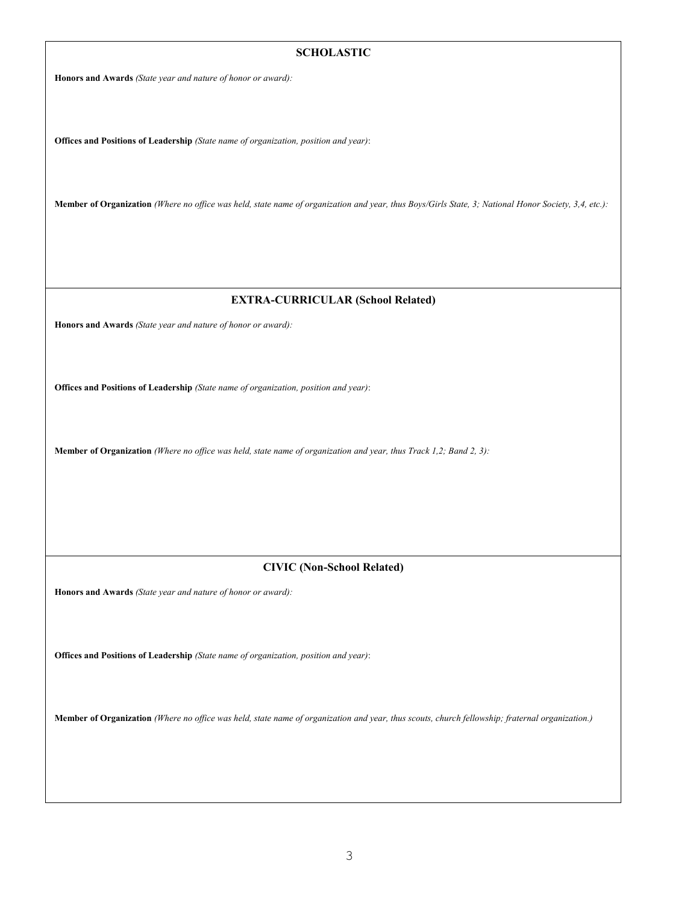## SCHOLASTIC

**Honors and Awards** *(State year and nature of honor or award):*

**Offices and Positions of Leadership** *(State name of organization, position and year)*:

**Member of Organization** *(Where no office was held, state name of organization and year, thus Boys/Girls State, 3; National Honor Society, 3,4, etc.):*

## EXTRA-CURRICULAR (School Related)

**Honors and Awards** *(State year and nature of honor or award):*

**Offices and Positions of Leadership** *(State name of organization, position and year)*:

**Member of Organization** *(Where no office was held, state name of organization and year, thus Track 1,2; Band 2, 3):*

## CIVIC (Non-School Related)

**Honors and Awards** *(State year and nature of honor or award):*

**Offices and Positions of Leadership** *(State name of organization, position and year)*:

**Member of Organization** *(Where no office was held, state name of organization and year, thus scouts, church fellowship; fraternal organization.)*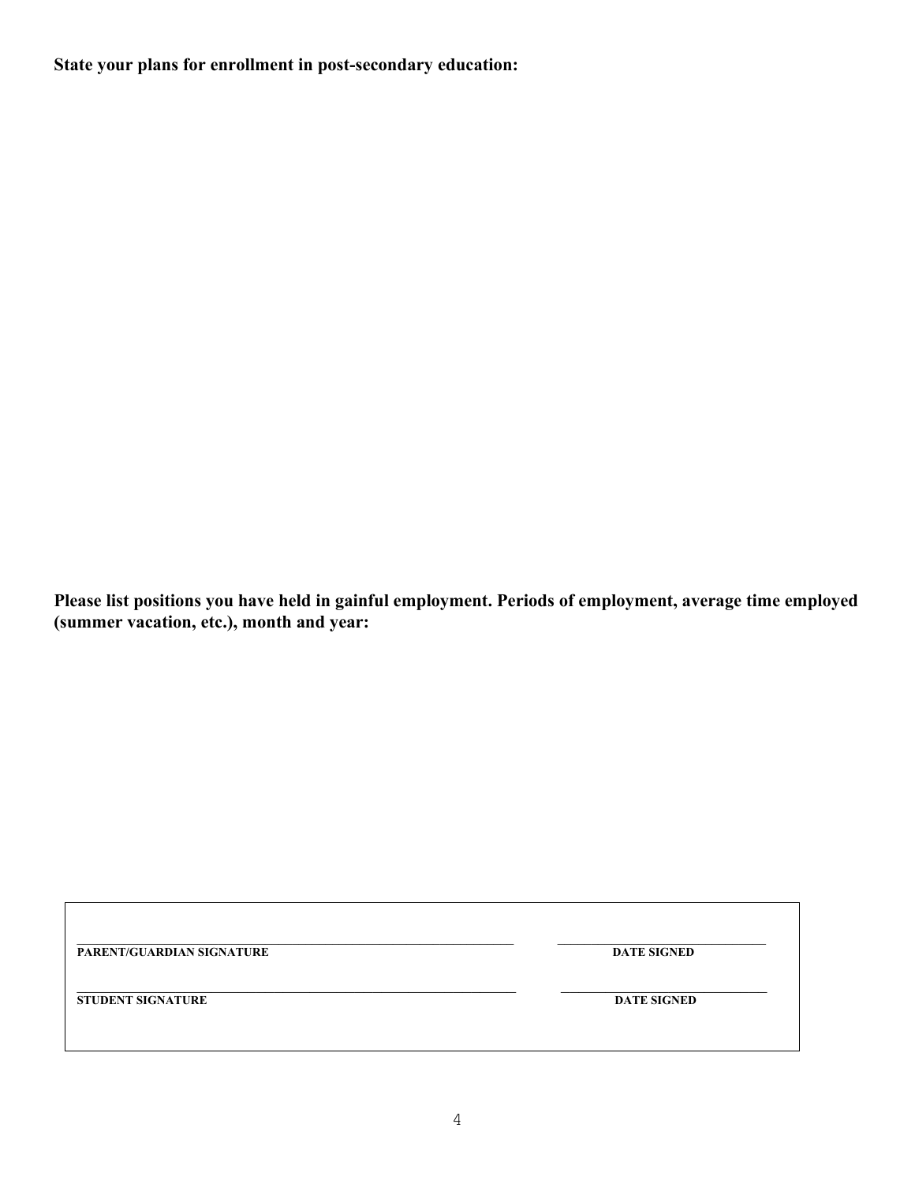**State your plans for enrollment in post-secondary education:**

**Please list positions you have held in gainful employment. Periods of employment, average time employed (summer vacation, etc.), month and year:**

| | |
|---|---|
| ______________________________ | ______________________ |
| **PARENT/GUARDIAN SIGNATURE** | **DATE SIGNED** |
| ______________________________ | ______________________ |
| **STUDENT SIGNATURE** | **DATE SIGNED** |